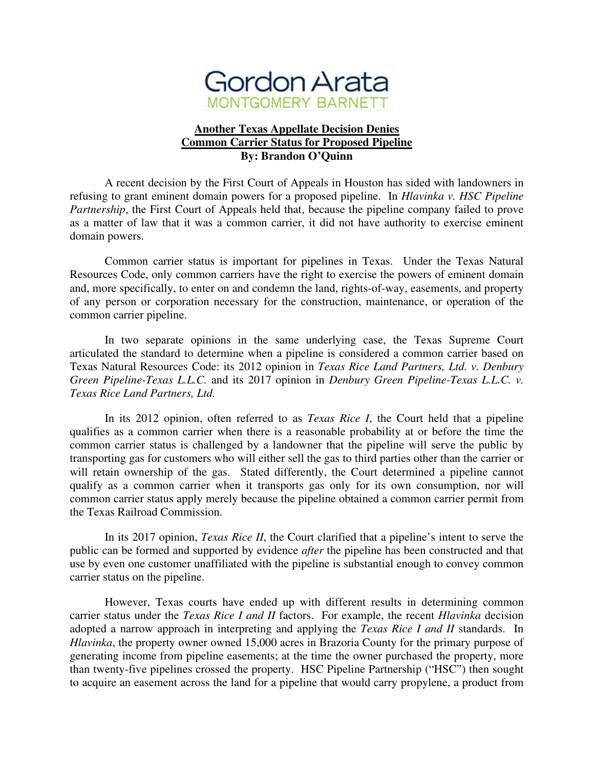Gordon Arata
MONTGOMERY BARNETT

**Another Texas Appellate Decision Denies**
**Common Carrier Status for Proposed Pipeline**
**By: Brandon O'Quinn**

A recent decision by the First Court of Appeals in Houston has sided with landowners in refusing to grant eminent domain powers for a proposed pipeline. In *Hlavinka v. HSC Pipeline Partnership*, the First Court of Appeals held that, because the pipeline company failed to prove as a matter of law that it was a common carrier, it did not have authority to exercise eminent domain powers.

Common carrier status is important for pipelines in Texas. Under the Texas Natural Resources Code, only common carriers have the right to exercise the powers of eminent domain and, more specifically, to enter on and condemn the land, rights-of-way, easements, and property of any person or corporation necessary for the construction, maintenance, or operation of the common carrier pipeline.

In two separate opinions in the same underlying case, the Texas Supreme Court articulated the standard to determine when a pipeline is considered a common carrier based on Texas Natural Resources Code: its 2012 opinion in *Texas Rice Land Partners, Ltd. v. Denbury Green Pipeline-Texas L.L.C.* and its 2017 opinion in *Denbury Green Pipeline-Texas L.L.C. v. Texas Rice Land Partners, Ltd.*

In its 2012 opinion, often referred to as *Texas Rice I*, the Court held that a pipeline qualifies as a common carrier when there is a reasonable probability at or before the time the common carrier status is challenged by a landowner that the pipeline will serve the public by transporting gas for customers who will either sell the gas to third parties other than the carrier or will retain ownership of the gas. Stated differently, the Court determined a pipeline cannot qualify as a common carrier when it transports gas only for its own consumption, nor will common carrier status apply merely because the pipeline obtained a common carrier permit from the Texas Railroad Commission.

In its 2017 opinion, *Texas Rice II*, the Court clarified that a pipeline's intent to serve the public can be formed and supported by evidence *after* the pipeline has been constructed and that use by even one customer unaffiliated with the pipeline is substantial enough to convey common carrier status on the pipeline.

However, Texas courts have ended up with different results in determining common carrier status under the *Texas Rice I and II* factors. For example, the recent *Hlavinka* decision adopted a narrow approach in interpreting and applying the *Texas Rice I and II* standards. In *Hlavinka*, the property owner owned 15,000 acres in Brazoria County for the primary purpose of generating income from pipeline easements; at the time the owner purchased the property, more than twenty-five pipelines crossed the property. HSC Pipeline Partnership ("HSC") then sought to acquire an easement across the land for a pipeline that would carry propylene, a product from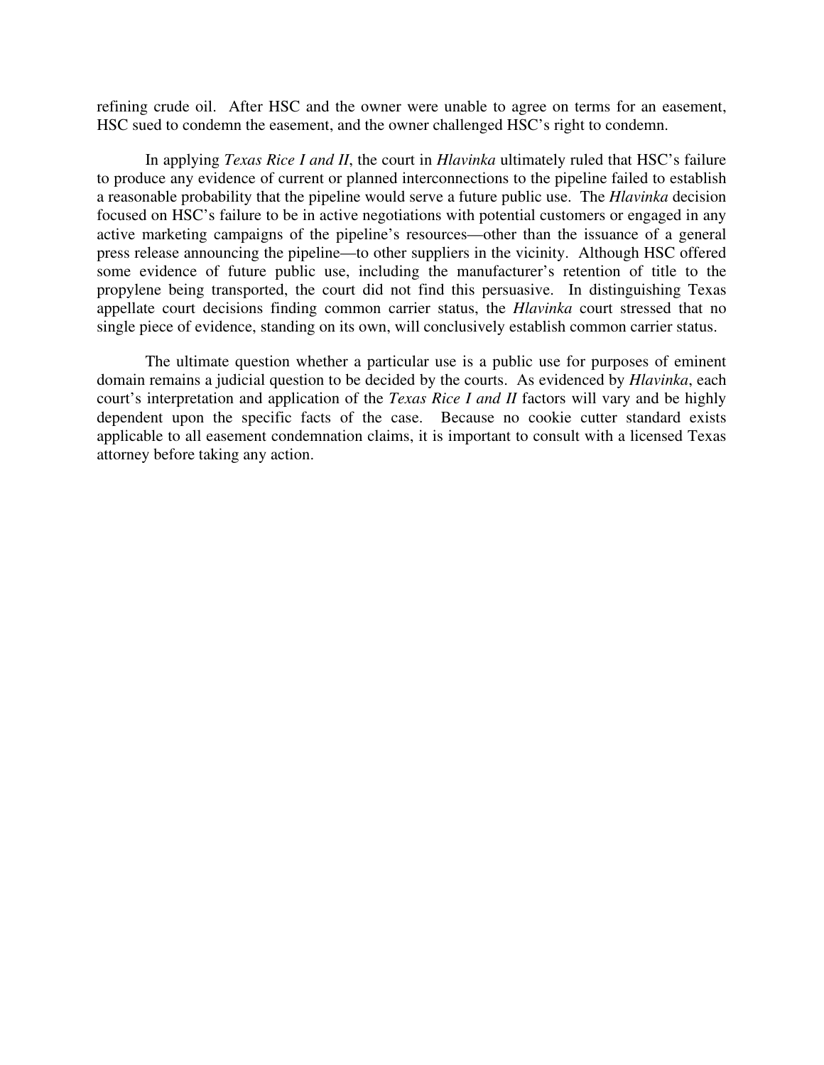refining crude oil. After HSC and the owner were unable to agree on terms for an easement, HSC sued to condemn the easement, and the owner challenged HSC's right to condemn.

In applying *Texas Rice I and II*, the court in *Hlavinka* ultimately ruled that HSC's failure to produce any evidence of current or planned interconnections to the pipeline failed to establish a reasonable probability that the pipeline would serve a future public use. The *Hlavinka* decision focused on HSC's failure to be in active negotiations with potential customers or engaged in any active marketing campaigns of the pipeline's resources—other than the issuance of a general press release announcing the pipeline—to other suppliers in the vicinity. Although HSC offered some evidence of future public use, including the manufacturer's retention of title to the propylene being transported, the court did not find this persuasive. In distinguishing Texas appellate court decisions finding common carrier status, the *Hlavinka* court stressed that no single piece of evidence, standing on its own, will conclusively establish common carrier status.

The ultimate question whether a particular use is a public use for purposes of eminent domain remains a judicial question to be decided by the courts. As evidenced by *Hlavinka*, each court's interpretation and application of the *Texas Rice I and II* factors will vary and be highly dependent upon the specific facts of the case. Because no cookie cutter standard exists applicable to all easement condemnation claims, it is important to consult with a licensed Texas attorney before taking any action.